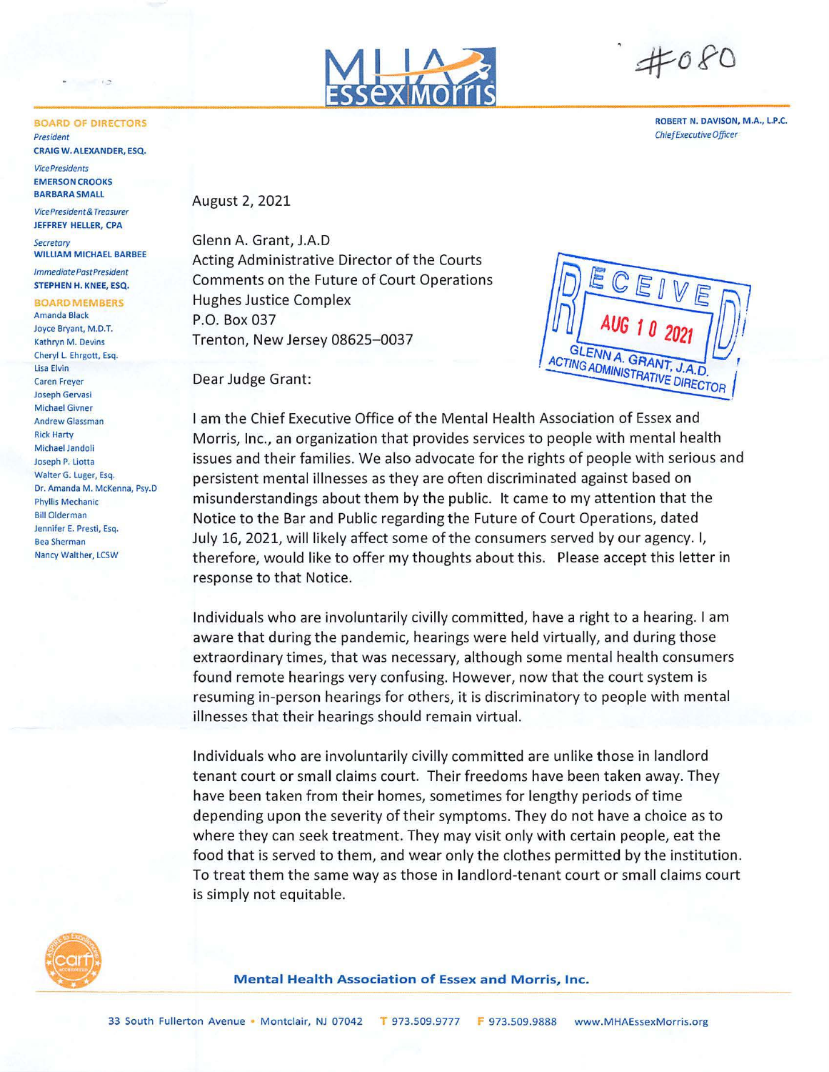# MHA Essex Morris

#080

**BOARD OF DIRECTORS**

*President*
**CRAIG W. ALEXANDER, ESQ.**

*Vice Presidents*
**EMERSON CROOKS**
**BARBARA SMALL**

*Vice President & Treasurer*
**JEFFREY HELLER, CPA**

*Secretary*
**WILLIAM MICHAEL BARBEE**

*Immediate Past President*
**STEPHEN H. KNEE, ESQ.**

**BOARD MEMBERS**
Amanda Black
Joyce Bryant, M.D.T.
Kathryn M. Devins
Cheryl L. Ehrgott, Esq.
Lisa Elvin
Caren Freyer
Joseph Gervasi
Michael Givner
Andrew Glassman
Rick Harty
Michael Jandoli
Joseph P. Liotta
Walter G. Luger, Esq.
Dr. Amanda M. McKenna, Psy.D
Phyllis Mechanic
Bill Olderman
Jennifer E. Presti, Esq.
Bea Sherman
Nancy Walther, LCSW

**ROBERT N. DAVISON, M.A., L.P.C.**
*Chief Executive Officer*

August 2, 2021

Glenn A. Grant, J.A.D
Acting Administrative Director of the Courts
Comments on the Future of Court Operations
Hughes Justice Complex
P.O. Box 037
Trenton, New Jersey 08625–0037

RECEIVED
AUG 10 2021
GLENN A. GRANT, J.A.D.
ACTING ADMINISTRATIVE DIRECTOR

Dear Judge Grant:

I am the Chief Executive Office of the Mental Health Association of Essex and Morris, Inc., an organization that provides services to people with mental health issues and their families. We also advocate for the rights of people with serious and persistent mental illnesses as they are often discriminated against based on misunderstandings about them by the public. It came to my attention that the Notice to the Bar and Public regarding the Future of Court Operations, dated July 16, 2021, will likely affect some of the consumers served by our agency. I, therefore, would like to offer my thoughts about this. Please accept this letter in response to that Notice.

Individuals who are involuntarily civilly committed, have a right to a hearing. I am aware that during the pandemic, hearings were held virtually, and during those extraordinary times, that was necessary, although some mental health consumers found remote hearings very confusing. However, now that the court system is resuming in-person hearings for others, it is discriminatory to people with mental illnesses that their hearings should remain virtual.

Individuals who are involuntarily civilly committed are unlike those in landlord tenant court or small claims court. Their freedoms have been taken away. They have been taken from their homes, sometimes for lengthy periods of time depending upon the severity of their symptoms. They do not have a choice as to where they can seek treatment. They may visit only with certain people, eat the food that is served to them, and wear only the clothes permitted by the institution. To treat them the same way as those in landlord-tenant court or small claims court is simply not equitable.

**Mental Health Association of Essex and Morris, Inc.**

33 South Fullerton Avenue • Montclair, NJ 07042 T 973.509.9777 F 973.509.9888 www.MHAEssexMorris.org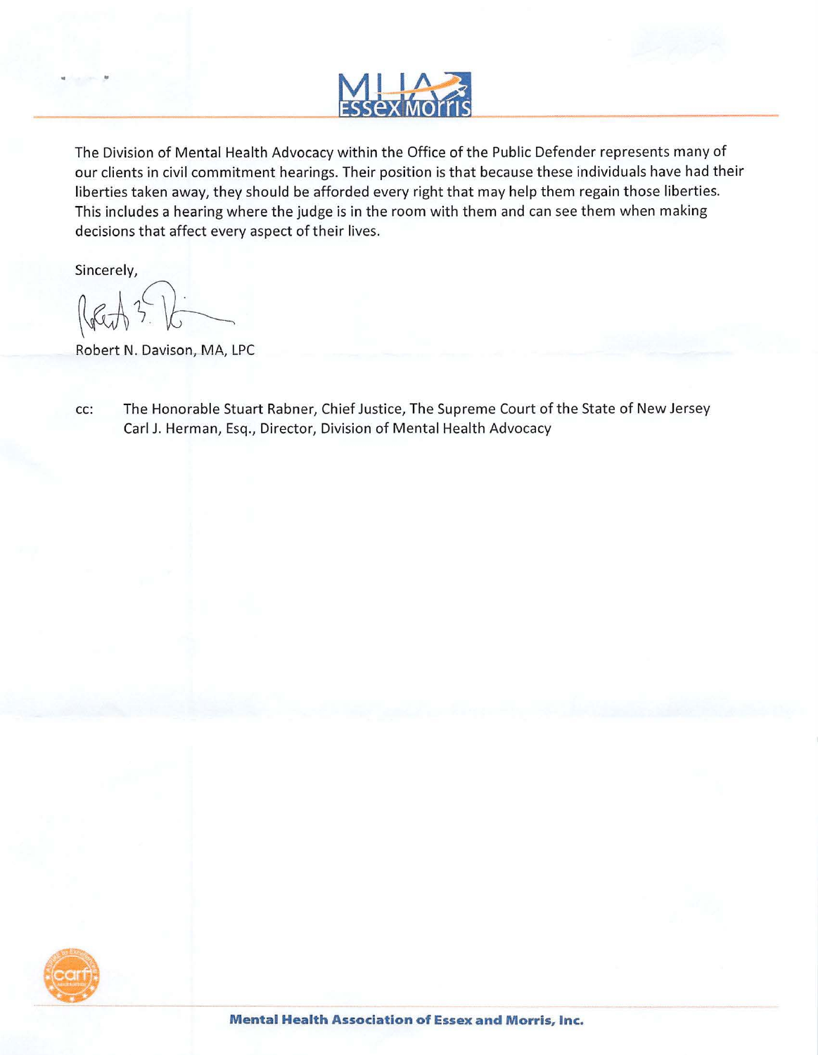The Division of Mental Health Advocacy within the Office of the Public Defender represents many of our clients in civil commitment hearings. Their position is that because these individuals have had their liberties taken away, they should be afforded every right that may help them regain those liberties. This includes a hearing where the judge is in the room with them and can see them when making decisions that affect every aspect of their lives.

Sincerely,

Robert N. Davison, MA, LPC

cc: The Honorable Stuart Rabner, Chief Justice, The Supreme Court of the State of New Jersey
Carl J. Herman, Esq., Director, Division of Mental Health Advocacy